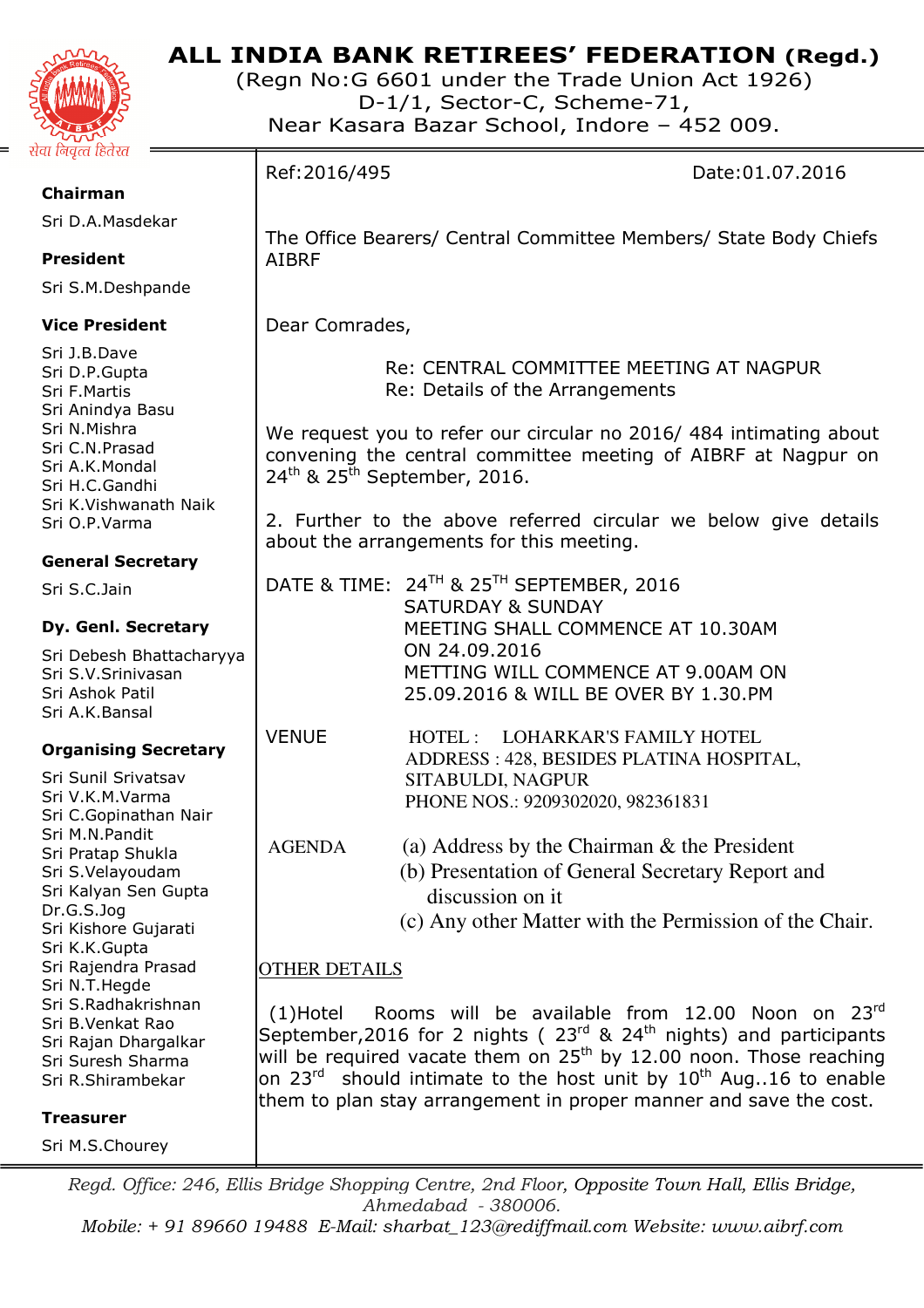# ALL INDIA BANK RETIREES' FEDERATION (Regd.)

(Regn No:G 6601 under the Trade Union Act 1926)
D-1/1, Sector-C, Scheme-71,
Near Kasara Bazar School, Indore – 452 009.

सेवा निवृत्त हितेरत

**Chairman**
Sri D.A.Masdekar

**President**
Sri S.M.Deshpande

**Vice President**
Sri J.B.Dave
Sri D.P.Gupta
Sri F.Martis
Sri Anindya Basu
Sri N.Mishra
Sri C.N.Prasad
Sri A.K.Mondal
Sri H.C.Gandhi
Sri K.Vishwanath Naik
Sri O.P.Varma

**General Secretary**
Sri S.C.Jain

**Dy. Genl. Secretary**
Sri Debesh Bhattacharyya
Sri S.V.Srinivasan
Sri Ashok Patil
Sri A.K.Bansal

**Organising Secretary**
Sri Sunil Srivatsav
Sri V.K.M.Varma
Sri C.Gopinathan Nair
Sri M.N.Pandit
Sri Pratap Shukla
Sri S.Velayoudam
Sri Kalyan Sen Gupta
Dr.G.S.Jog
Sri Kishore Gujarati
Sri K.K.Gupta
Sri Rajendra Prasad
Sri N.T.Hegde
Sri S.Radhakrishnan
Sri B.Venkat Rao
Sri Rajan Dhargalkar
Sri Suresh Sharma
Sri R.Shirambekar

**Treasurer**
Sri M.S.Chourey

---

Ref:2016/495 Date:01.07.2016

The Office Bearers/ Central Committee Members/ State Body Chiefs
AIBRF

Dear Comrades,

Re: CENTRAL COMMITTEE MEETING AT NAGPUR
Re: Details of the Arrangements

We request you to refer our circular no 2016/ 484 intimating about convening the central committee meeting of AIBRF at Nagpur on 24th & 25th September, 2016.

2. Further to the above referred circular we below give details about the arrangements for this meeting.

DATE & TIME: 24TH & 25TH SEPTEMBER, 2016
SATURDAY & SUNDAY
MEETING SHALL COMMENCE AT 10.30AM ON 24.09.2016
METTING WILL COMMENCE AT 9.00AM ON 25.09.2016 & WILL BE OVER BY 1.30.PM

VENUE HOTEL : LOHARKAR'S FAMILY HOTEL
ADDRESS : 428, BESIDES PLATINA HOSPITAL, SITABULDI, NAGPUR
PHONE NOS.: 9209302020, 982361831

AGENDA
(a) Address by the Chairman & the President
(b) Presentation of General Secretary Report and discussion on it
(c) Any other Matter with the Permission of the Chair.

<u>OTHER DETAILS</u>

(1)Hotel Rooms will be available from 12.00 Noon on 23rd September,2016 for 2 nights ( 23rd & 24th nights) and participants will be required vacate them on 25th by 12.00 noon. Those reaching on 23rd should intimate to the host unit by 10th Aug..16 to enable them to plan stay arrangement in proper manner and save the cost.

---

*Regd. Office: 246, Ellis Bridge Shopping Centre, 2nd Floor, Opposite Town Hall, Ellis Bridge, Ahmedabad - 380006.*
*Mobile: + 91 89660 19488 E-Mail: sharbat_123@rediffmail.com Website: www.aibrf.com*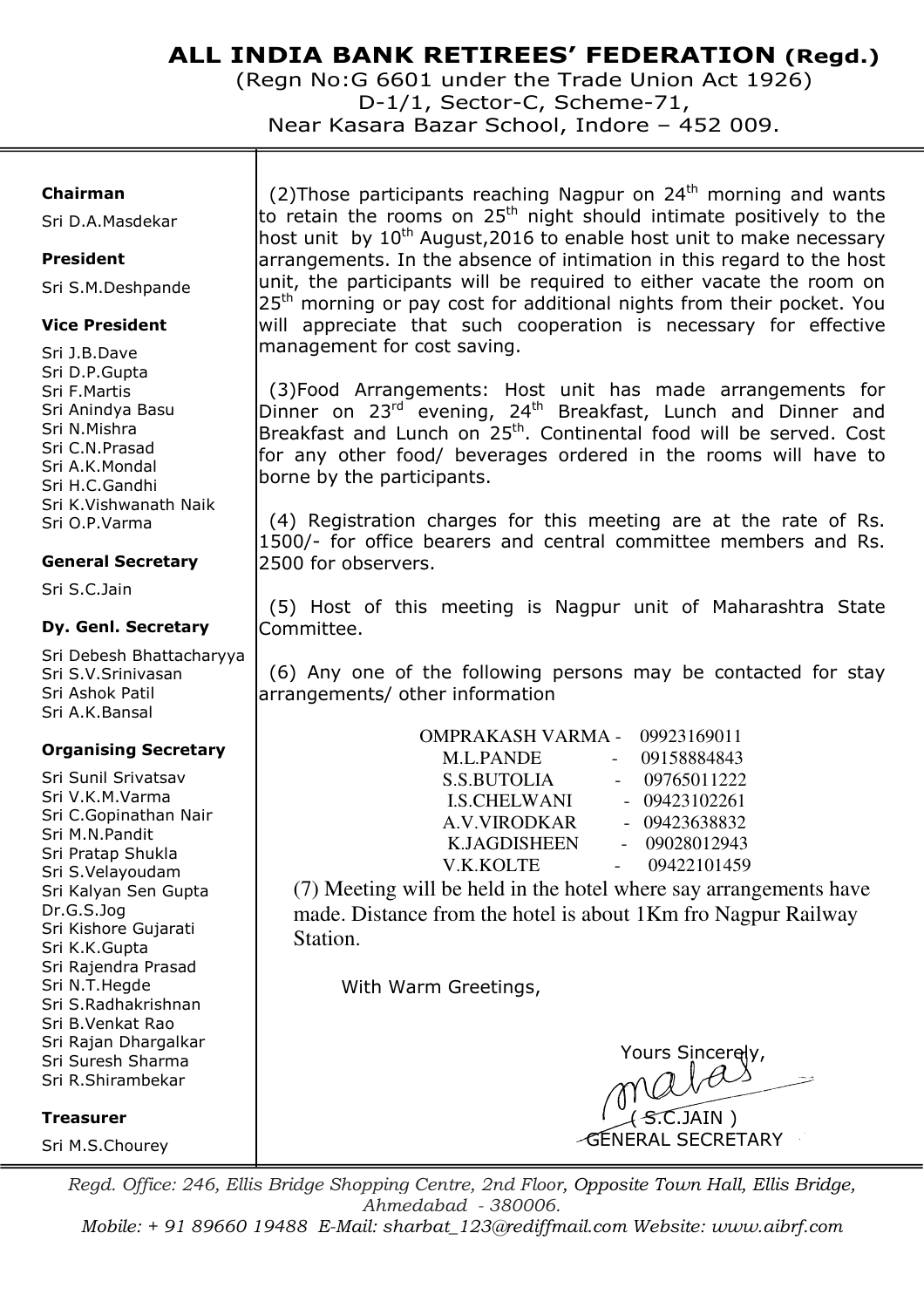# ALL INDIA BANK RETIREES' FEDERATION (Regd.)

(Regn No:G 6601 under the Trade Union Act 1926)
D-1/1, Sector-C, Scheme-71,
Near Kasara Bazar School, Indore – 452 009.

**Chairman**

Sri D.A.Masdekar

**President**

Sri S.M.Deshpande

**Vice President**

Sri J.B.Dave
Sri D.P.Gupta
Sri F.Martis
Sri Anindya Basu
Sri N.Mishra
Sri C.N.Prasad
Sri A.K.Mondal
Sri H.C.Gandhi
Sri K.Vishwanath Naik
Sri O.P.Varma

**General Secretary**

Sri S.C.Jain

**Dy. Genl. Secretary**

Sri Debesh Bhattacharyya
Sri S.V.Srinivasan
Sri Ashok Patil
Sri A.K.Bansal

**Organising Secretary**

Sri Sunil Srivatsav
Sri V.K.M.Varma
Sri C.Gopinathan Nair
Sri M.N.Pandit
Sri Pratap Shukla
Sri S.Velayoudam
Sri Kalyan Sen Gupta
Dr.G.S.Jog
Sri Kishore Gujarati
Sri K.K.Gupta
Sri Rajendra Prasad
Sri N.T.Hegde
Sri S.Radhakrishnan
Sri B.Venkat Rao
Sri Rajan Dhargalkar
Sri Suresh Sharma
Sri R.Shirambekar

**Treasurer**

Sri M.S.Chourey

(2)Those participants reaching Nagpur on 24th morning and wants to retain the rooms on 25th night should intimate positively to the host unit by 10th August,2016 to enable host unit to make necessary arrangements. In the absence of intimation in this regard to the host unit, the participants will be required to either vacate the room on 25th morning or pay cost for additional nights from their pocket. You will appreciate that such cooperation is necessary for effective management for cost saving.

(3)Food Arrangements: Host unit has made arrangements for Dinner on 23rd evening, 24th Breakfast, Lunch and Dinner and Breakfast and Lunch on 25th. Continental food will be served. Cost for any other food/ beverages ordered in the rooms will have to borne by the participants.

(4) Registration charges for this meeting are at the rate of Rs. 1500/- for office bearers and central committee members and Rs. 2500 for observers.

(5) Host of this meeting is Nagpur unit of Maharashtra State Committee.

(6) Any one of the following persons may be contacted for stay arrangements/ other information

OMPRAKASH VARMA - 09923169011
M.L.PANDE - 09158884843
S.S.BUTOLIA - 09765011222
I.S.CHELWANI - 09423102261
A.V.VIRODKAR - 09423638832
K.JAGDISHEEN - 09028012943
V.K.KOLTE - 09422101459

(7) Meeting will be held in the hotel where say arrangements have made. Distance from the hotel is about 1Km fro Nagpur Railway Station.

With Warm Greetings,

Yours Sincerely,

( S.C.JAIN )
GENERAL SECRETARY

*Regd. Office: 246, Ellis Bridge Shopping Centre, 2nd Floor, Opposite Town Hall, Ellis Bridge, Ahmedabad - 380006.*
*Mobile: + 91 89660 19488 E-Mail: sharbat_123@rediffmail.com Website: www.aibrf.com*